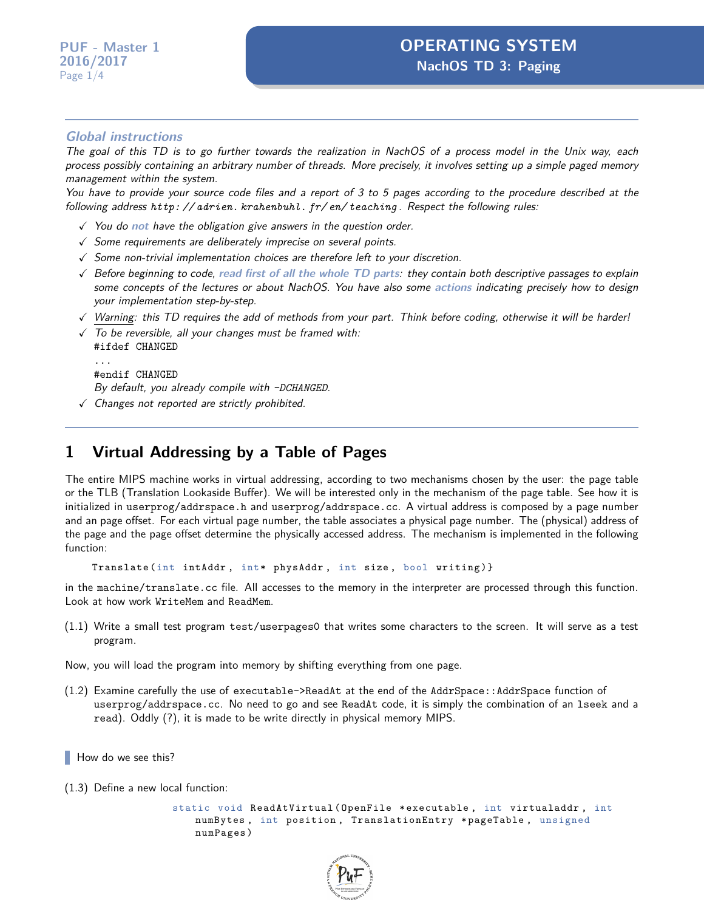## Global instructions

*The goal of this TD is to go further towards the realization in NachOS of a process model in the Unix way, each process possibly containing an arbitrary number of threads. More precisely, it involves setting up a simple paged memory management within the system.*

*You have to provide your source code files and a report of 3 to 5 pages according to the procedure described at the following address `http://adrien.krahenbuhl.fr/en/teaching`. Respect the following rules:*

- ✓ *You do **not** have the obligation give answers in the question order.*
- ✓ *Some requirements are deliberately imprecise on several points.*
- ✓ *Some non-trivial implementation choices are therefore left to your discretion.*
- ✓ *Before beginning to code, **read first of all the whole TD parts**: they contain both descriptive passages to explain some concepts of the lectures or about NachOS. You have also some **actions** indicating precisely how to design your implementation step-by-step.*
- ✓ *Warning: this TD requires the add of methods from your part. Think before coding, otherwise it will be harder!*
- ✓ *To be reversible, all your changes must be framed with:*
  ```
  #ifdef CHANGED
  ...
  #endif CHANGED
  ```
  *By default, you already compile with -DCHANGED.*
- ✓ *Changes not reported are strictly prohibited.*

# 1 Virtual Addressing by a Table of Pages

The entire MIPS machine works in virtual addressing, according to two mechanisms chosen by the user: the page table or the TLB (Translation Lookaside Buffer). We will be interested only in the mechanism of the page table. See how it is initialized in `userprog/addrspace.h` and `userprog/addrspace.cc`. A virtual address is composed by a page number and an page offset. For each virtual page number, the table associates a physical page number. The (physical) address of the page and the page offset determine the physically accessed address. The mechanism is implemented in the following function:

```
Translate(int intAddr, int* physAddr, int size, bool writing)}
```

in the `machine/translate.cc` file. All accesses to the memory in the interpreter are processed through this function. Look at how work `WriteMem` and `ReadMem`.

(1.1) Write a small test program `test/userpages0` that writes some characters to the screen. It will serve as a test program.

Now, you will load the program into memory by shifting everything from one page.

(1.2) Examine carefully the use of `executable->ReadAt` at the end of the `AddrSpace::AddrSpace` function of `userprog/addrspace.cc`. No need to go and see `ReadAt` code, it is simply the combination of an `lseek` and a `read`). Oddly (?), it is made to be write directly in physical memory MIPS.

> How do we see this?

(1.3) Define a new local function:

```
static void ReadAtVirtual(OpenFile *executable, int virtualaddr, int
    numBytes, int position, TranslationEntry *pageTable, unsigned
    numPages)
```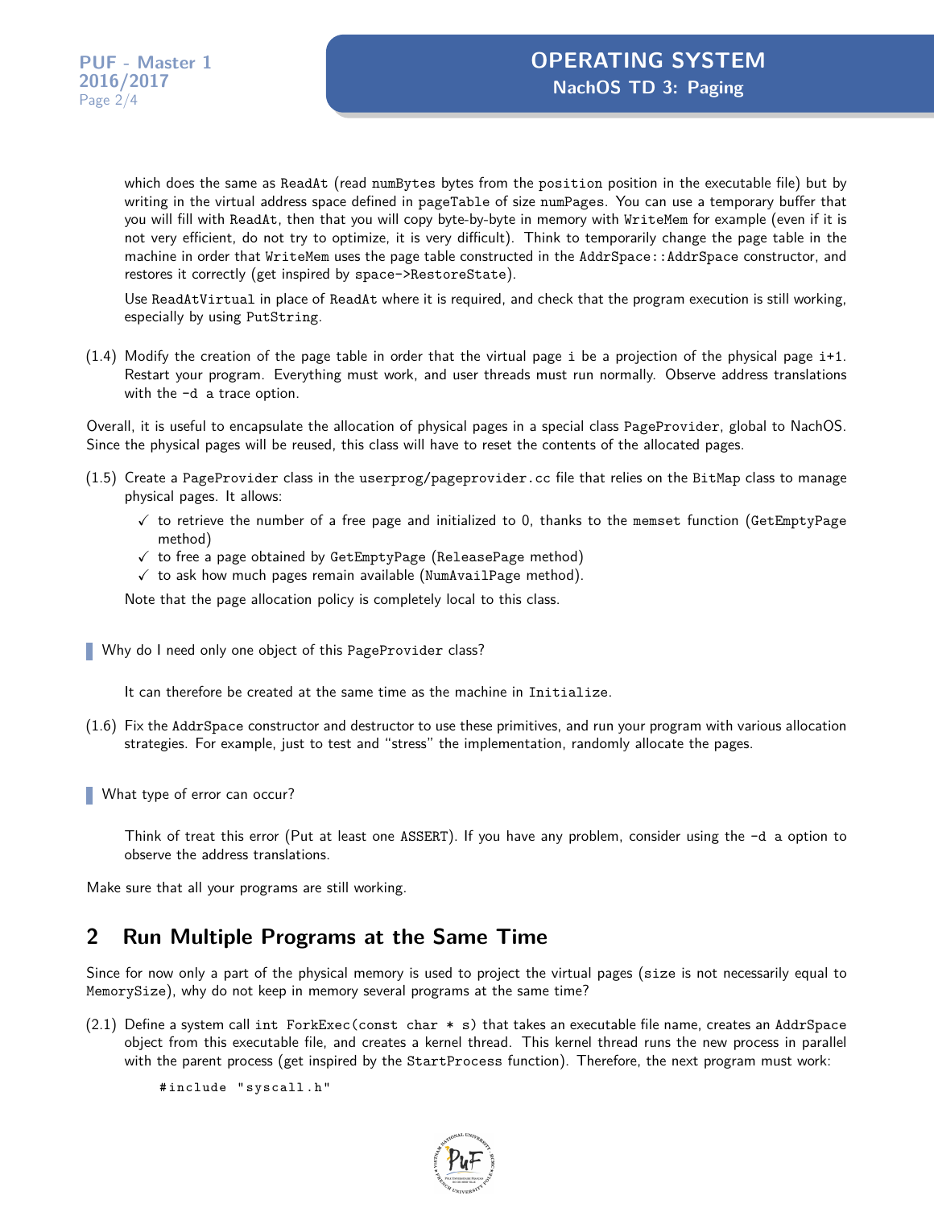which does the same as `ReadAt` (read `numBytes` bytes from the `position` position in the executable file) but by writing in the virtual address space defined in `pageTable` of size `numPages`. You can use a temporary buffer that you will fill with `ReadAt`, then that you will copy byte-by-byte in memory with `WriteMem` for example (even if it is not very efficient, do not try to optimize, it is very difficult). Think to temporarily change the page table in the machine in order that `WriteMem` uses the page table constructed in the `AddrSpace::AddrSpace` constructor, and restores it correctly (get inspired by `space->RestoreState`).

Use `ReadAtVirtual` in place of `ReadAt` where it is required, and check that the program execution is still working, especially by using `PutString`.

(1.4) Modify the creation of the page table in order that the virtual page `i` be a projection of the physical page `i+1`. Restart your program. Everything must work, and user threads must run normally. Observe address translations with the `-d a` trace option.

Overall, it is useful to encapsulate the allocation of physical pages in a special class `PageProvider`, global to NachOS. Since the physical pages will be reused, this class will have to reset the contents of the allocated pages.

(1.5) Create a `PageProvider` class in the `userprog/pageprovider.cc` file that relies on the `BitMap` class to manage physical pages. It allows:

- ✓ to retrieve the number of a free page and initialized to 0, thanks to the `memset` function (`GetEmptyPage` method)
- ✓ to free a page obtained by `GetEmptyPage` (`ReleasePage` method)
- ✓ to ask how much pages remain available (`NumAvailPage` method).

Note that the page allocation policy is completely local to this class.

> Why do I need only one object of this `PageProvider` class?

It can therefore be created at the same time as the machine in `Initialize`.

(1.6) Fix the `AddrSpace` constructor and destructor to use these primitives, and run your program with various allocation strategies. For example, just to test and "stress" the implementation, randomly allocate the pages.

> What type of error can occur?

Think of treat this error (Put at least one `ASSERT`). If you have any problem, consider using the `-d a` option to observe the address translations.

Make sure that all your programs are still working.

## 2 Run Multiple Programs at the Same Time

Since for now only a part of the physical memory is used to project the virtual pages (`size` is not necessarily equal to `MemorySize`), why do not keep in memory several programs at the same time?

(2.1) Define a system call `int ForkExec(const char * s)` that takes an executable file name, creates an `AddrSpace` object from this executable file, and creates a kernel thread. This kernel thread runs the new process in parallel with the parent process (get inspired by the `StartProcess` function). Therefore, the next program must work:

```
#include "syscall.h"
```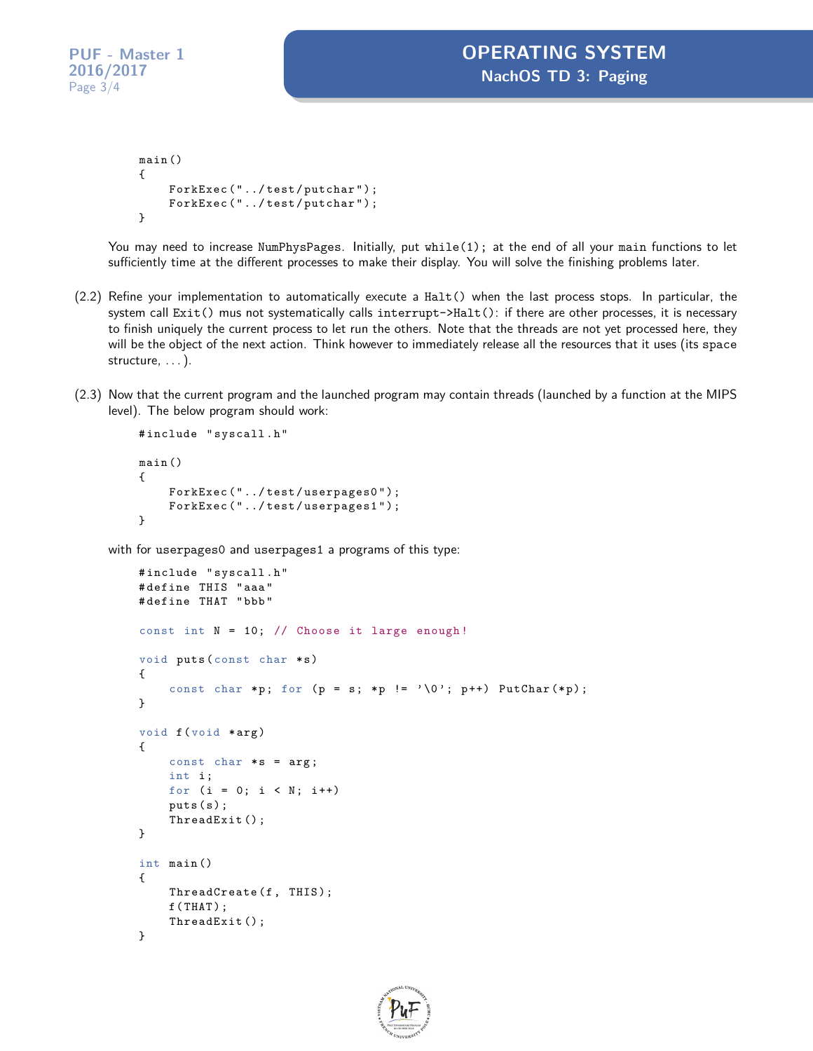```
main()
{
    ForkExec("../test/putchar");
    ForkExec("../test/putchar");
}
```

You may need to increase NumPhysPages. Initially, put `while(1);` at the end of all your `main` functions to let sufficiently time at the different processes to make their display. You will solve the finishing problems later.

(2.2) Refine your implementation to automatically execute a `Halt()` when the last process stops. In particular, the system call `Exit()` mus not systematically calls `interrupt->Halt()`: if there are other processes, it is necessary to finish uniquely the current process to let run the others. Note that the threads are not yet processed here, they will be the object of the next action. Think however to immediately release all the resources that it uses (its `space` structure, . . . ).

(2.3) Now that the current program and the launched program may contain threads (launched by a function at the MIPS level). The below program should work:

```
#include "syscall.h"

main()
{
    ForkExec("../test/userpages0");
    ForkExec("../test/userpages1");
}
```

with for userpages0 and userpages1 a programs of this type:

```
#include "syscall.h"
#define THIS "aaa"
#define THAT "bbb"

const int N = 10; // Choose it large enough!

void puts(const char *s)
{
    const char *p; for (p = s; *p != '\0'; p++) PutChar(*p);
}

void f(void *arg)
{
    const char *s = arg;
    int i;
    for (i = 0; i < N; i++)
    puts(s);
    ThreadExit();
}

int main()
{
    ThreadCreate(f, THIS);
    f(THAT);
    ThreadExit();
}
```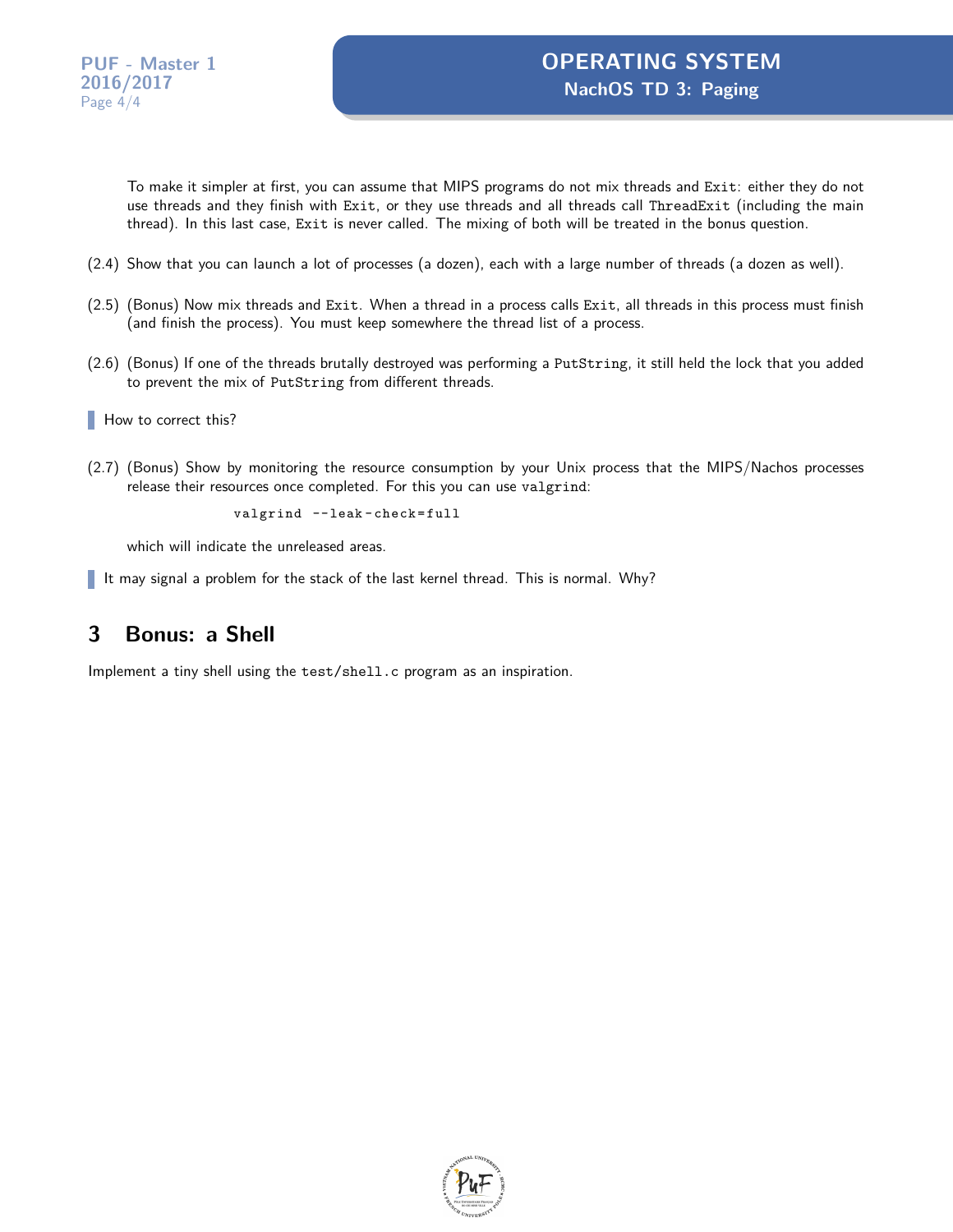To make it simpler at first, you can assume that MIPS programs do not mix threads and `Exit`: either they do not use threads and they finish with `Exit`, or they use threads and all threads call `ThreadExit` (including the main thread). In this last case, `Exit` is never called. The mixing of both will be treated in the bonus question.

(2.4) Show that you can launch a lot of processes (a dozen), each with a large number of threads (a dozen as well).

(2.5) (Bonus) Now mix threads and `Exit`. When a thread in a process calls `Exit`, all threads in this process must finish (and finish the process). You must keep somewhere the thread list of a process.

(2.6) (Bonus) If one of the threads brutally destroyed was performing a `PutString`, it still held the lock that you added to prevent the mix of `PutString` from different threads.

> How to correct this?

(2.7) (Bonus) Show by monitoring the resource consumption by your Unix process that the MIPS/Nachos processes release their resources once completed. For this you can use `valgrind`:

```
valgrind --leak-check=full
```

which will indicate the unreleased areas.

> It may signal a problem for the stack of the last kernel thread. This is normal. Why?

## 3 Bonus: a Shell

Implement a tiny shell using the `test/shell.c` program as an inspiration.